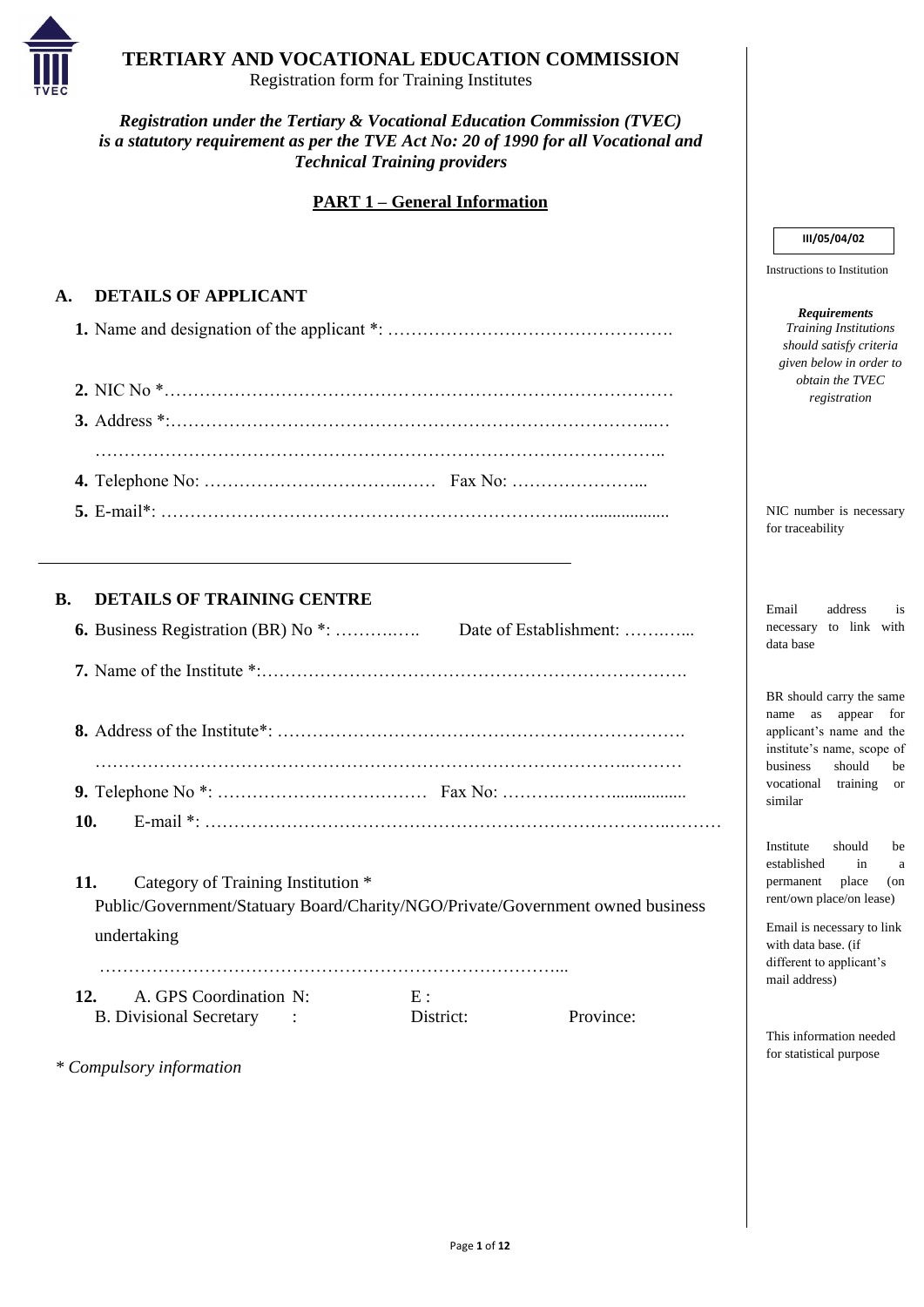# TERTIARY AND VOCATIONAL EDUCATION COMMISSION

Registration form for Training Institutes

***Registration under the Tertiary & Vocational Education Commission (TVEC) is a statutory requirement as per the TVE Act No: 20 of 1990 for all Vocational and Technical Training providers***

## PART 1 – General Information

III/05/04/02

Instructions to Institution

***Requirements***

*Training Institutions should satisfy criteria given below in order to obtain the TVEC registration*

### A. DETAILS OF APPLICANT

**1.** Name and designation of the applicant *: ………………………………………….

**2.** NIC No *…………………………………………………………………………

**3.** Address *:……………………………………………………………………..…

……………………………………………………………………………………..

**4.** Telephone No: …………………………….…… Fax No: …………………...

**5.** E-mail*: ……………………………………………………………..….................

NIC number is necessary for traceability

Email address is necessary to link with data base

### B. DETAILS OF TRAINING CENTRE

**6.** Business Registration (BR) No *: ……….…. Date of Establishment: ……….…..

**7.** Name of the Institute *:……………………………………………………………….

BR should carry the same name as appear for applicant's name and the institute's name, scope of business should be vocational training or similar

**8.** Address of the Institute*: …………………………………………………………….

………………………………………………………………………………..………

**9.** Telephone No *: ……………………………… Fax No: ……….………................

**10.** E-mail *: ……………………………………………………………………..………

Institute should be established in a permanent place (on rent/own place/on lease)

Email is necessary to link with data base. (if different to applicant's mail address)

**11.** Category of Training Institution *

Public/Government/Statuary Board/Charity/NGO/Private/Government owned business undertaking

……………………………………………………………………...

**12.** A. GPS Coordination N: E :

B. Divisional Secretary : District: Province:

This information needed for statistical purpose

*\* Compulsory information*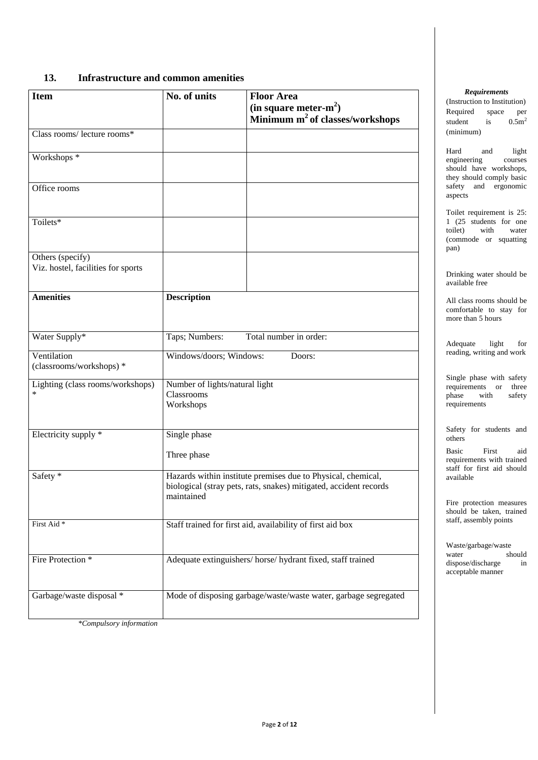## 13. Infrastructure and common amenities

| Item | No. of units | Floor Area (in square meter-$m^2$) Minimum $m^2$ of classes/workshops |
|---|---|---|
| Class rooms/ lecture rooms* | | |
| Workshops * | | |
| Office rooms | | |
| Toilets* | | |
| Others (specify) Viz. hostel, facilities for sports | | |
| **Amenities** | **Description** | |
| Water Supply* | Taps; Numbers: Total number in order: | |
| Ventilation (classrooms/workshops) * | Windows/doors; Windows: Doors: | |
| Lighting (class rooms/workshops) * | Number of lights/natural light<br>Classrooms<br>Workshops | |
| Electricity supply * | Single phase<br>Three phase | |
| Safety * | Hazards within institute premises due to Physical, chemical, biological (stray pets, rats, snakes) mitigated, accident records maintained | |
| First Aid * | Staff trained for first aid, availability of first aid box | |
| Fire Protection * | Adequate extinguishers/ horse/ hydrant fixed, staff trained | |
| Garbage/waste disposal * | Mode of disposing garbage/waste/waste water, garbage segregated | |

*\*Compulsory information*

***Requirements***

(Instruction to Institution) Required space per student is $0.5m^2$ (minimum)

Hard and light engineering courses should have workshops, they should comply basic safety and ergonomic aspects

Toilet requirement is 25: 1 (25 students for one toilet) with water (commode or squatting pan)

Drinking water should be available free

All class rooms should be comfortable to stay for more than 5 hours

Adequate light for reading, writing and work

Single phase with safety requirements or three phase with safety requirements

Safety for students and others

Basic First aid requirements with trained staff for first aid should available

Fire protection measures should be taken, trained staff, assembly points

Waste/garbage/waste water should dispose/discharge in acceptable manner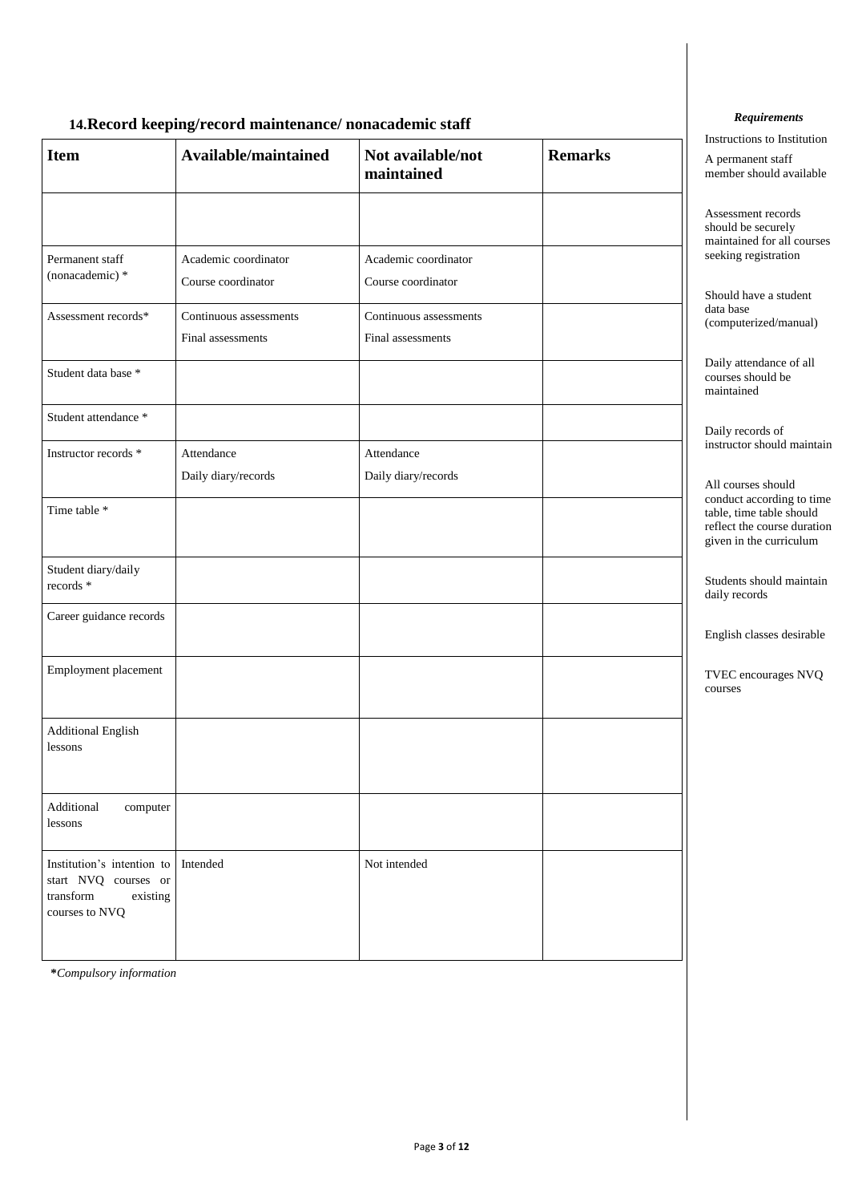## 14. Record keeping/record maintenance/ nonacademic staff

| Item | Available/maintained | Not available/not maintained | Remarks |
|---|---|---|---|
| | | | |
| Permanent staff (nonacademic) * | Academic coordinator<br>Course coordinator | Academic coordinator<br>Course coordinator | |
| Assessment records* | Continuous assessments<br>Final assessments | Continuous assessments<br>Final assessments | |
| Student data base * | | | |
| Student attendance * | | | |
| Instructor records * | Attendance<br>Daily diary/records | Attendance<br>Daily diary/records | |
| Time table * | | | |
| Student diary/daily records * | | | |
| Career guidance records | | | |
| Employment placement | | | |
| Additional English lessons | | | |
| Additional computer lessons | | | |
| Institution's intention to start NVQ courses or transform existing courses to NVQ | Intended | Not intended | |

**\***Compulsory information*

***Requirements***

Instructions to Institution

A permanent staff member should available

Assessment records should be securely maintained for all courses seeking registration

Should have a student data base (computerized/manual)

Daily attendance of all courses should be maintained

Daily records of instructor should maintain

All courses should conduct according to time table, time table should reflect the course duration given in the curriculum

Students should maintain daily records

English classes desirable

TVEC encourages NVQ courses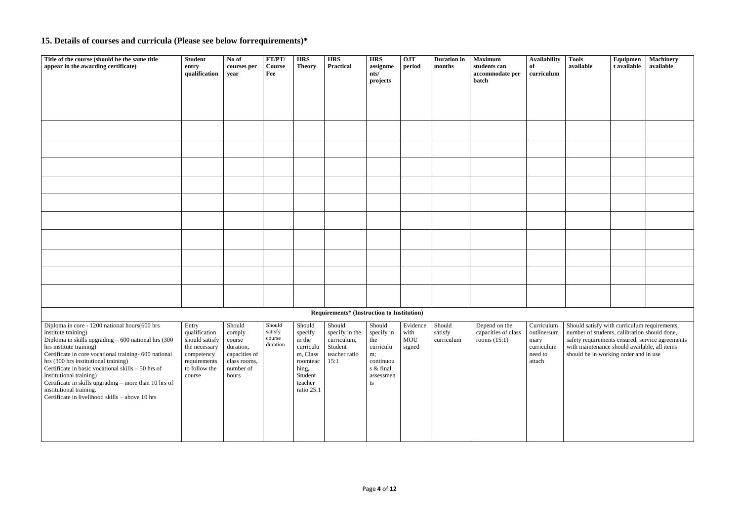## 15. Details of courses and curricula (Please see below forrequirements)*

| Title of the course (should be the same title appear in the awarding certificate) | Student entry qualification | No of courses per year | FT/PT/ Course Fee | HRS Theory | HRS Practical | HRS assignments/ projects | OJT period | Duration in months | Maximum students can accommodate per batch | Availability of curriculum | Tools available | Equipment available | Machinery available |
|---|---|---|---|---|---|---|---|---|---|---|---|---|---|
| | | | | | | | | | | | | | |
| | | | | | | | | | | | | | |
| | | | | | | | | | | | | | |
| | | | | | | | | | | | | | |
| | | | | | | | | | | | | | |
| | | | | | | | | | | | | | |
| | | | | | | | | | | | | | |
| | | | | | | | | | | | | | |
| | | | | | | | | | | | | | |
| | | | | | | | | | | | | | |
| **Requirements* (Instruction to Institution)** | | | | | | | | | | | | | |
| Diploma in core - 1200 national hours(600 hrs institute training)<br>Diploma in skills upgrading – 600 national hrs (300 hrs institute training)<br>Certificate in core vocational training- 600 national hrs (300 hrs institutional training)<br>Certificate in basic vocational skills – 50 hrs of institutional training)<br>Certificate in skills upgrading – more than 10 hrs of institutional training.<br>Certificate in livelihood skills – above 10 hrs | Entry qualification should satisfy the necessary competency requirements to follow the course | Should comply course duration, capacities of class rooms, number of hours | Should satisfy course duration | Should specify in the curriculum, Class roomteaching, Student teacher ratio 25:1 | Should specify in the curriculum, Student teacher ratio 15:1 | Should specify in the curriculum; continuous & final assessments | Evidence with MOU signed | Should satisfy curriculum | Depend on the capacities of class rooms (15:1) | Curriculum outline/summary curriculum need to attach | Should satisfy with curriculum requirements, number of students, calibration should done, safety requirements ensured, service agreements with maintenance should available, all items should be in working order and in use | | |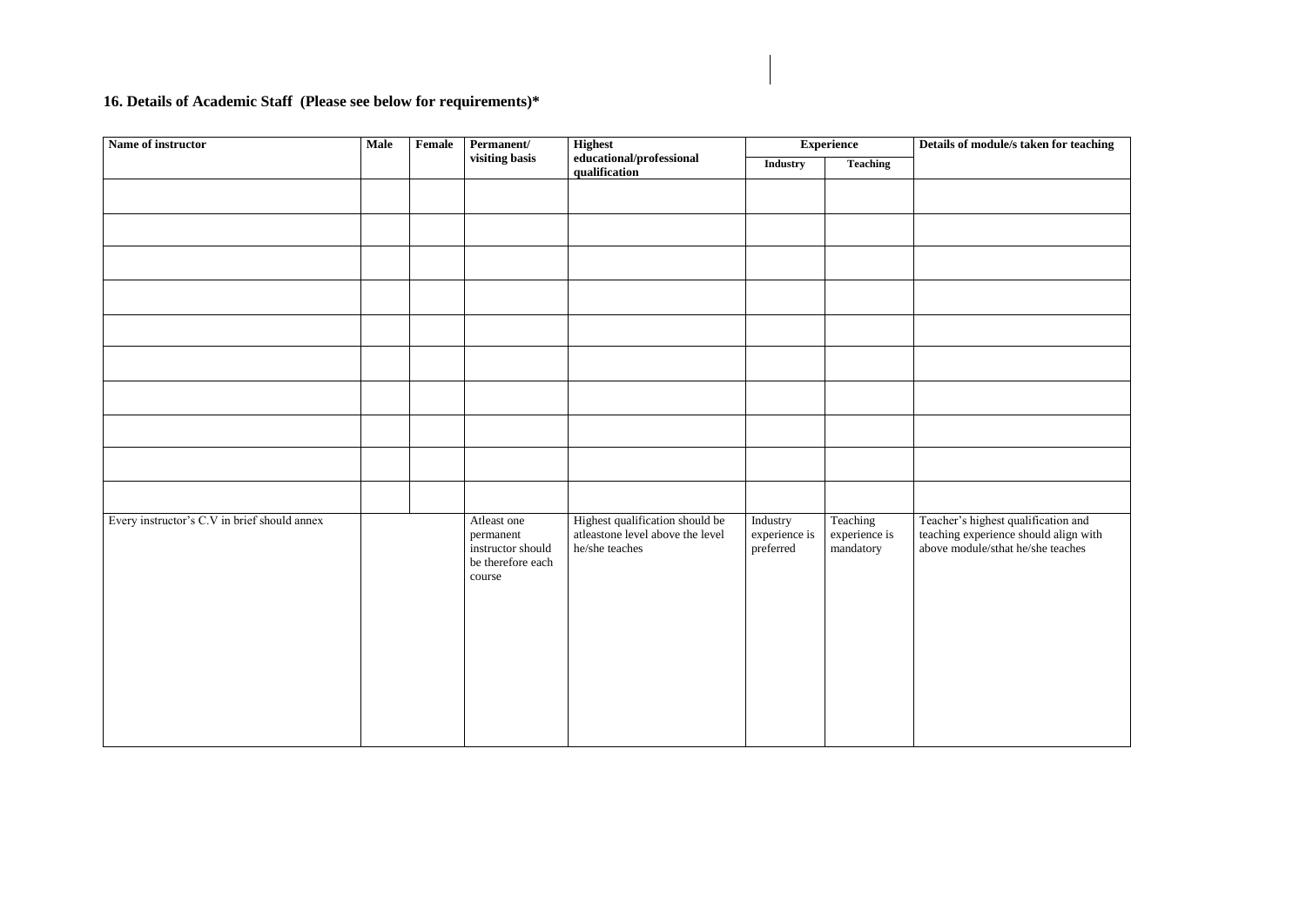**16. Details of Academic Staff (Please see below for requirements)***

| Name of instructor | Male | Female | Permanent/ visiting basis | Highest educational/professional qualification | Experience | | Details of module/s taken for teaching |
|---|---|---|---|---|---|---|---|
| | | | | | Industry | Teaching | |
| | | | | | | | |
| | | | | | | | |
| | | | | | | | |
| | | | | | | | |
| | | | | | | | |
| | | | | | | | |
| | | | | | | | |
| | | | | | | | |
| | | | | | | | |
| | | | | | | | |
| Every instructor's C.V in brief should annex | | | Atleast one permanent instructor should be therefore each course | Highest qualification should be atleastone level above the level he/she teaches | Industry experience is preferred | Teaching experience is mandatory | Teacher's highest qualification and teaching experience should align with above module/sthat he/she teaches |